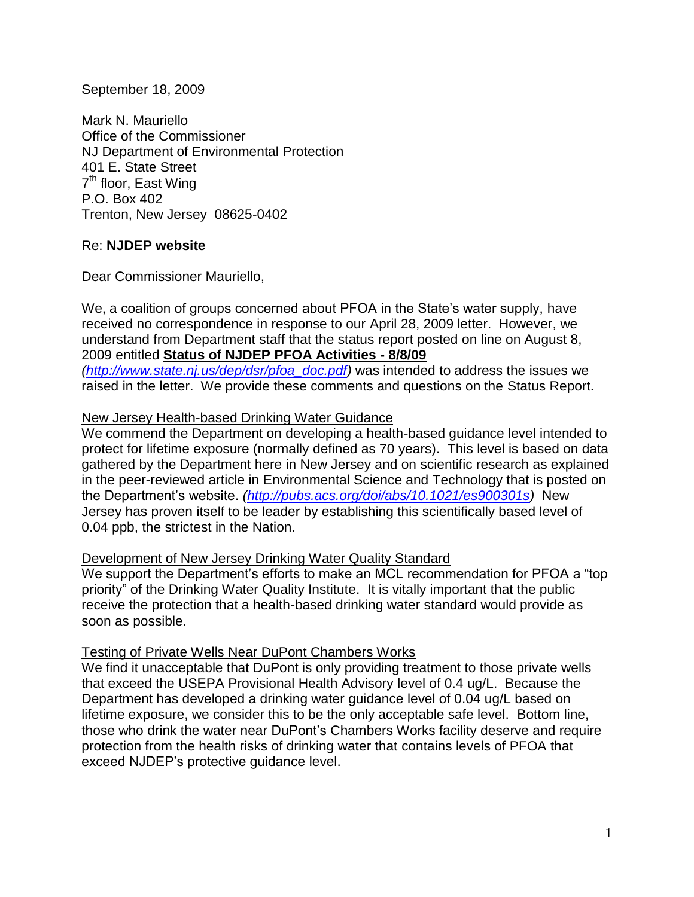September 18, 2009

Mark N. Mauriello
Office of the Commissioner
NJ Department of Environmental Protection
401 E. State Street
7th floor, East Wing
P.O. Box 402
Trenton, New Jersey 08625-0402

Re: **NJDEP website**

Dear Commissioner Mauriello,

We, a coalition of groups concerned about PFOA in the State's water supply, have received no correspondence in response to our April 28, 2009 letter. However, we understand from Department staff that the status report posted on line on August 8, 2009 entitled **Status of NJDEP PFOA Activities - 8/8/09** *(http://www.state.nj.us/dep/dsr/pfoa_doc.pdf)* was intended to address the issues we raised in the letter. We provide these comments and questions on the Status Report.

New Jersey Health-based Drinking Water Guidance

We commend the Department on developing a health-based guidance level intended to protect for lifetime exposure (normally defined as 70 years). This level is based on data gathered by the Department here in New Jersey and on scientific research as explained in the peer-reviewed article in Environmental Science and Technology that is posted on the Department's website. *(http://pubs.acs.org/doi/abs/10.1021/es900301s)* New Jersey has proven itself to be leader by establishing this scientifically based level of 0.04 ppb, the strictest in the Nation.

Development of New Jersey Drinking Water Quality Standard

We support the Department's efforts to make an MCL recommendation for PFOA a "top priority" of the Drinking Water Quality Institute. It is vitally important that the public receive the protection that a health-based drinking water standard would provide as soon as possible.

Testing of Private Wells Near DuPont Chambers Works

We find it unacceptable that DuPont is only providing treatment to those private wells that exceed the USEPA Provisional Health Advisory level of 0.4 ug/L. Because the Department has developed a drinking water guidance level of 0.04 ug/L based on lifetime exposure, we consider this to be the only acceptable safe level. Bottom line, those who drink the water near DuPont's Chambers Works facility deserve and require protection from the health risks of drinking water that contains levels of PFOA that exceed NJDEP's protective guidance level.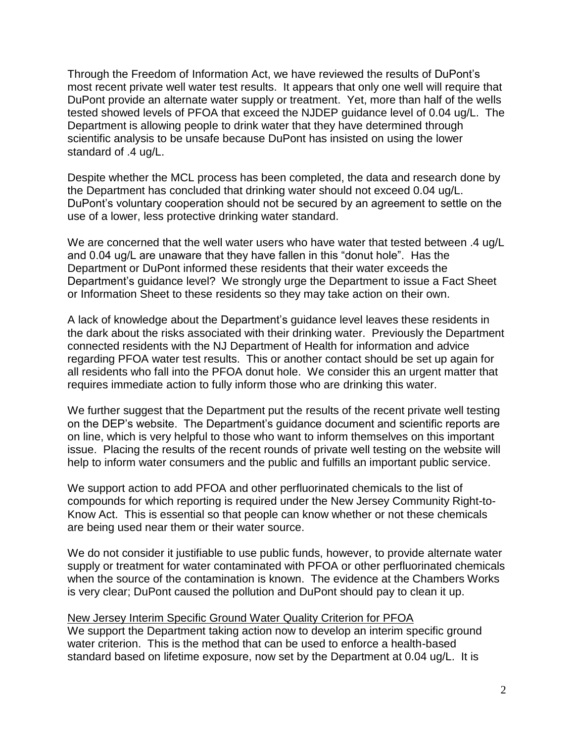Through the Freedom of Information Act, we have reviewed the results of DuPont's most recent private well water test results. It appears that only one well will require that DuPont provide an alternate water supply or treatment. Yet, more than half of the wells tested showed levels of PFOA that exceed the NJDEP guidance level of 0.04 ug/L. The Department is allowing people to drink water that they have determined through scientific analysis to be unsafe because DuPont has insisted on using the lower standard of .4 ug/L.

Despite whether the MCL process has been completed, the data and research done by the Department has concluded that drinking water should not exceed 0.04 ug/L. DuPont's voluntary cooperation should not be secured by an agreement to settle on the use of a lower, less protective drinking water standard.

We are concerned that the well water users who have water that tested between .4 ug/L and 0.04 ug/L are unaware that they have fallen in this "donut hole". Has the Department or DuPont informed these residents that their water exceeds the Department's guidance level? We strongly urge the Department to issue a Fact Sheet or Information Sheet to these residents so they may take action on their own.

A lack of knowledge about the Department's guidance level leaves these residents in the dark about the risks associated with their drinking water. Previously the Department connected residents with the NJ Department of Health for information and advice regarding PFOA water test results. This or another contact should be set up again for all residents who fall into the PFOA donut hole. We consider this an urgent matter that requires immediate action to fully inform those who are drinking this water.

We further suggest that the Department put the results of the recent private well testing on the DEP's website. The Department's guidance document and scientific reports are on line, which is very helpful to those who want to inform themselves on this important issue. Placing the results of the recent rounds of private well testing on the website will help to inform water consumers and the public and fulfills an important public service.

We support action to add PFOA and other perfluorinated chemicals to the list of compounds for which reporting is required under the New Jersey Community Right-to-Know Act. This is essential so that people can know whether or not these chemicals are being used near them or their water source.

We do not consider it justifiable to use public funds, however, to provide alternate water supply or treatment for water contaminated with PFOA or other perfluorinated chemicals when the source of the contamination is known. The evidence at the Chambers Works is very clear; DuPont caused the pollution and DuPont should pay to clean it up.

<u>New Jersey Interim Specific Ground Water Quality Criterion for PFOA</u>

We support the Department taking action now to develop an interim specific ground water criterion. This is the method that can be used to enforce a health-based standard based on lifetime exposure, now set by the Department at 0.04 ug/L. It is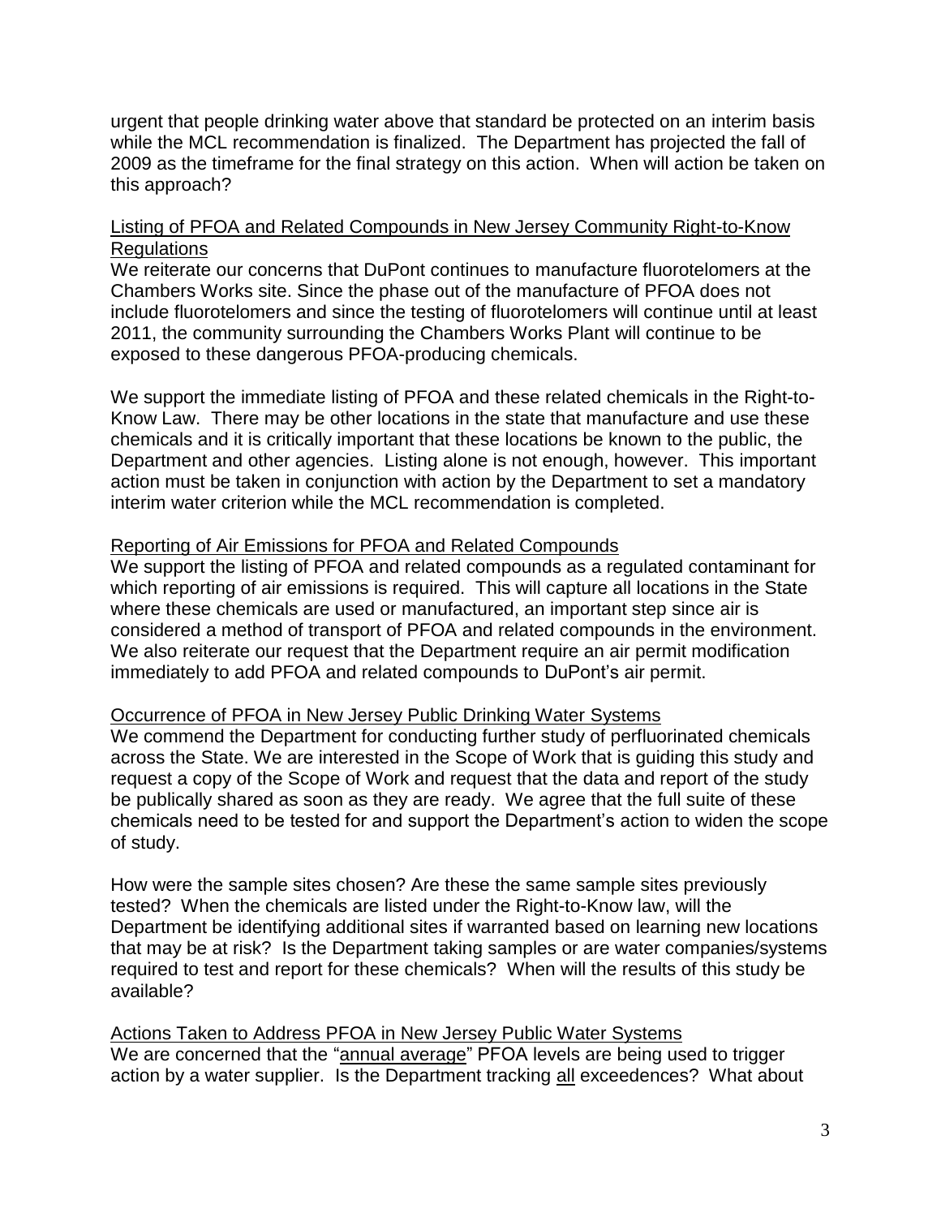urgent that people drinking water above that standard be protected on an interim basis while the MCL recommendation is finalized. The Department has projected the fall of 2009 as the timeframe for the final strategy on this action. When will action be taken on this approach?

<u>Listing of PFOA and Related Compounds in New Jersey Community Right-to-Know Regulations</u>

We reiterate our concerns that DuPont continues to manufacture fluorotelomers at the Chambers Works site. Since the phase out of the manufacture of PFOA does not include fluorotelomers and since the testing of fluorotelomers will continue until at least 2011, the community surrounding the Chambers Works Plant will continue to be exposed to these dangerous PFOA-producing chemicals.

We support the immediate listing of PFOA and these related chemicals in the Right-to-Know Law. There may be other locations in the state that manufacture and use these chemicals and it is critically important that these locations be known to the public, the Department and other agencies. Listing alone is not enough, however. This important action must be taken in conjunction with action by the Department to set a mandatory interim water criterion while the MCL recommendation is completed.

<u>Reporting of Air Emissions for PFOA and Related Compounds</u>

We support the listing of PFOA and related compounds as a regulated contaminant for which reporting of air emissions is required. This will capture all locations in the State where these chemicals are used or manufactured, an important step since air is considered a method of transport of PFOA and related compounds in the environment. We also reiterate our request that the Department require an air permit modification immediately to add PFOA and related compounds to DuPont's air permit.

<u>Occurrence of PFOA in New Jersey Public Drinking Water Systems</u>

We commend the Department for conducting further study of perfluorinated chemicals across the State. We are interested in the Scope of Work that is guiding this study and request a copy of the Scope of Work and request that the data and report of the study be publically shared as soon as they are ready. We agree that the full suite of these chemicals need to be tested for and support the Department's action to widen the scope of study.

How were the sample sites chosen? Are these the same sample sites previously tested? When the chemicals are listed under the Right-to-Know law, will the Department be identifying additional sites if warranted based on learning new locations that may be at risk? Is the Department taking samples or are water companies/systems required to test and report for these chemicals? When will the results of this study be available?

<u>Actions Taken to Address PFOA in New Jersey Public Water Systems</u>

We are concerned that the "<u>annual average</u>" PFOA levels are being used to trigger action by a water supplier. Is the Department tracking <u>all</u> exceedences? What about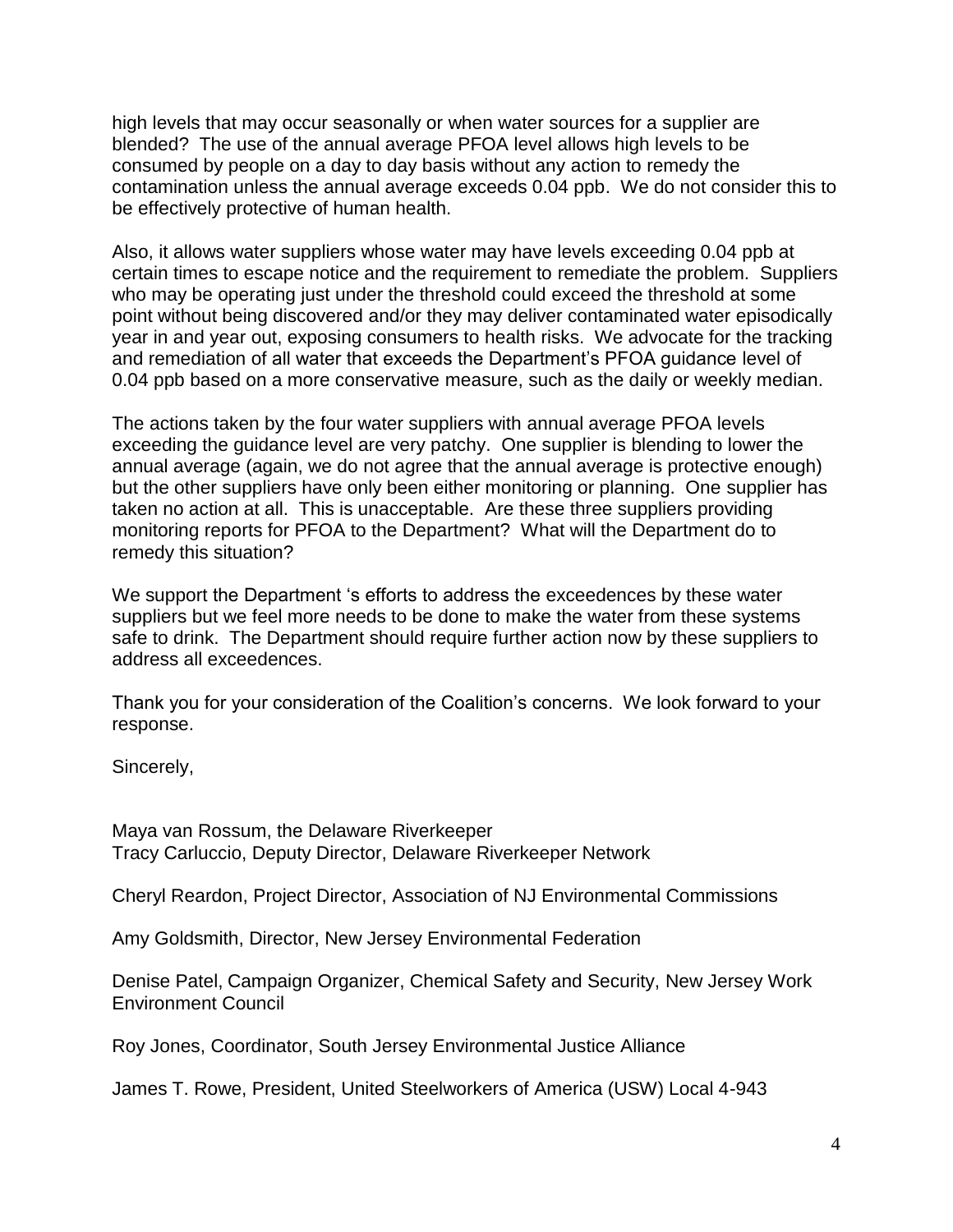high levels that may occur seasonally or when water sources for a supplier are blended? The use of the annual average PFOA level allows high levels to be consumed by people on a day to day basis without any action to remedy the contamination unless the annual average exceeds 0.04 ppb. We do not consider this to be effectively protective of human health.

Also, it allows water suppliers whose water may have levels exceeding 0.04 ppb at certain times to escape notice and the requirement to remediate the problem. Suppliers who may be operating just under the threshold could exceed the threshold at some point without being discovered and/or they may deliver contaminated water episodically year in and year out, exposing consumers to health risks. We advocate for the tracking and remediation of all water that exceeds the Department's PFOA guidance level of 0.04 ppb based on a more conservative measure, such as the daily or weekly median.

The actions taken by the four water suppliers with annual average PFOA levels exceeding the guidance level are very patchy. One supplier is blending to lower the annual average (again, we do not agree that the annual average is protective enough) but the other suppliers have only been either monitoring or planning. One supplier has taken no action at all. This is unacceptable. Are these three suppliers providing monitoring reports for PFOA to the Department? What will the Department do to remedy this situation?

We support the Department 's efforts to address the exceedences by these water suppliers but we feel more needs to be done to make the water from these systems safe to drink. The Department should require further action now by these suppliers to address all exceedences.

Thank you for your consideration of the Coalition's concerns. We look forward to your response.

Sincerely,

Maya van Rossum, the Delaware Riverkeeper
Tracy Carluccio, Deputy Director, Delaware Riverkeeper Network

Cheryl Reardon, Project Director, Association of NJ Environmental Commissions

Amy Goldsmith, Director, New Jersey Environmental Federation

Denise Patel, Campaign Organizer, Chemical Safety and Security, New Jersey Work Environment Council

Roy Jones, Coordinator, South Jersey Environmental Justice Alliance

James T. Rowe, President, United Steelworkers of America (USW) Local 4-943